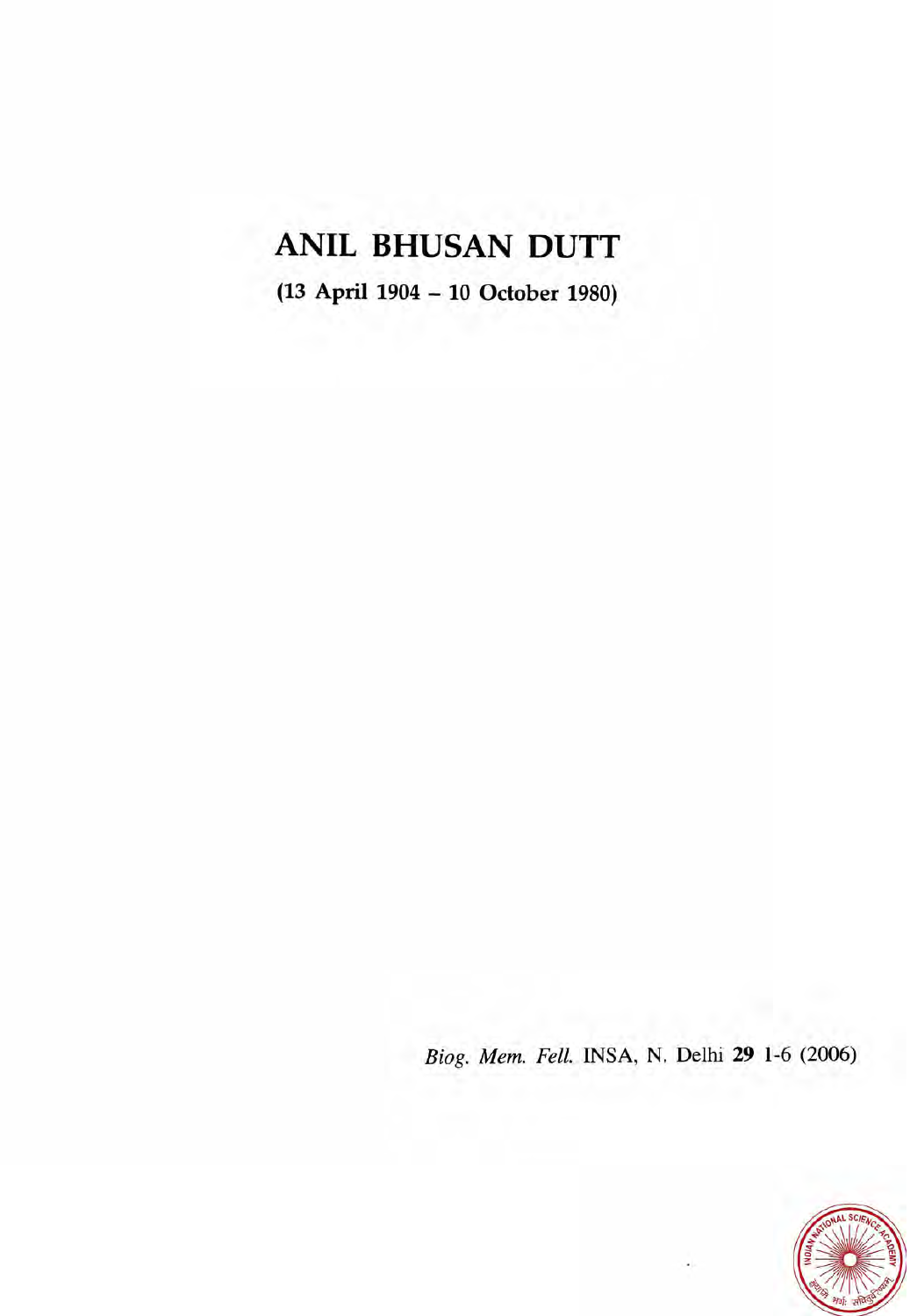# ANIL BHUSAN DUTT

**(13 April 1904 – 10 October 1980)**

*Biog. Mem. Fell.* INSA, N. Delhi **29** 1-6 (2006)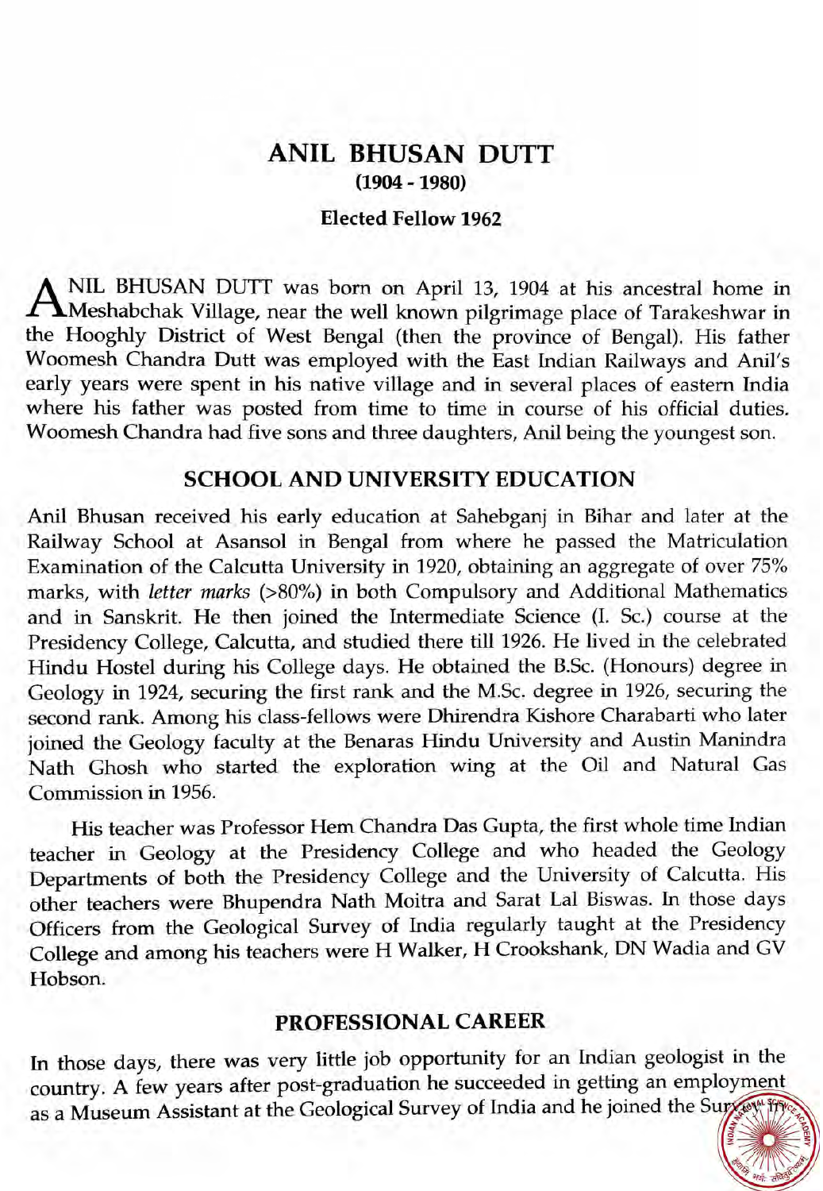# ANIL BHUSAN DUTT

**(1904 - 1980)**

**Elected Fellow 1962**

ANIL BHUSAN DUTT was born on April 13, 1904 at his ancestral home in Meshabchak Village, near the well known pilgrimage place of Tarakeshwar in the Hooghly District of West Bengal (then the province of Bengal). His father Woomesh Chandra Dutt was employed with the East Indian Railways and Anil's early years were spent in his native village and in several places of eastern India where his father was posted from time to time in course of his official duties. Woomesh Chandra had five sons and three daughters, Anil being the youngest son.

## SCHOOL AND UNIVERSITY EDUCATION

Anil Bhusan received his early education at Sahebganj in Bihar and later at the Railway School at Asansol in Bengal from where he passed the Matriculation Examination of the Calcutta University in 1920, obtaining an aggregate of over 75% marks, with *letter marks* (>80%) in both Compulsory and Additional Mathematics and in Sanskrit. He then joined the Intermediate Science (I. Sc.) course at the Presidency College, Calcutta, and studied there till 1926. He lived in the celebrated Hindu Hostel during his College days. He obtained the B.Sc. (Honours) degree in Geology in 1924, securing the first rank and the M.Sc. degree in 1926, securing the second rank. Among his class-fellows were Dhirendra Kishore Charabarti who later joined the Geology faculty at the Benaras Hindu University and Austin Manindra Nath Ghosh who started the exploration wing at the Oil and Natural Gas Commission in 1956.

His teacher was Professor Hem Chandra Das Gupta, the first whole time Indian teacher in Geology at the Presidency College and who headed the Geology Departments of both the Presidency College and the University of Calcutta. His other teachers were Bhupendra Nath Moitra and Sarat Lal Biswas. In those days Officers from the Geological Survey of India regularly taught at the Presidency College and among his teachers were H Walker, H Crookshank, DN Wadia and GV Hobson.

## PROFESSIONAL CAREER

In those days, there was very little job opportunity for an Indian geologist in the country. A few years after post-graduation he succeeded in getting an employment as a Museum Assistant at the Geological Survey of India and he joined the Survey in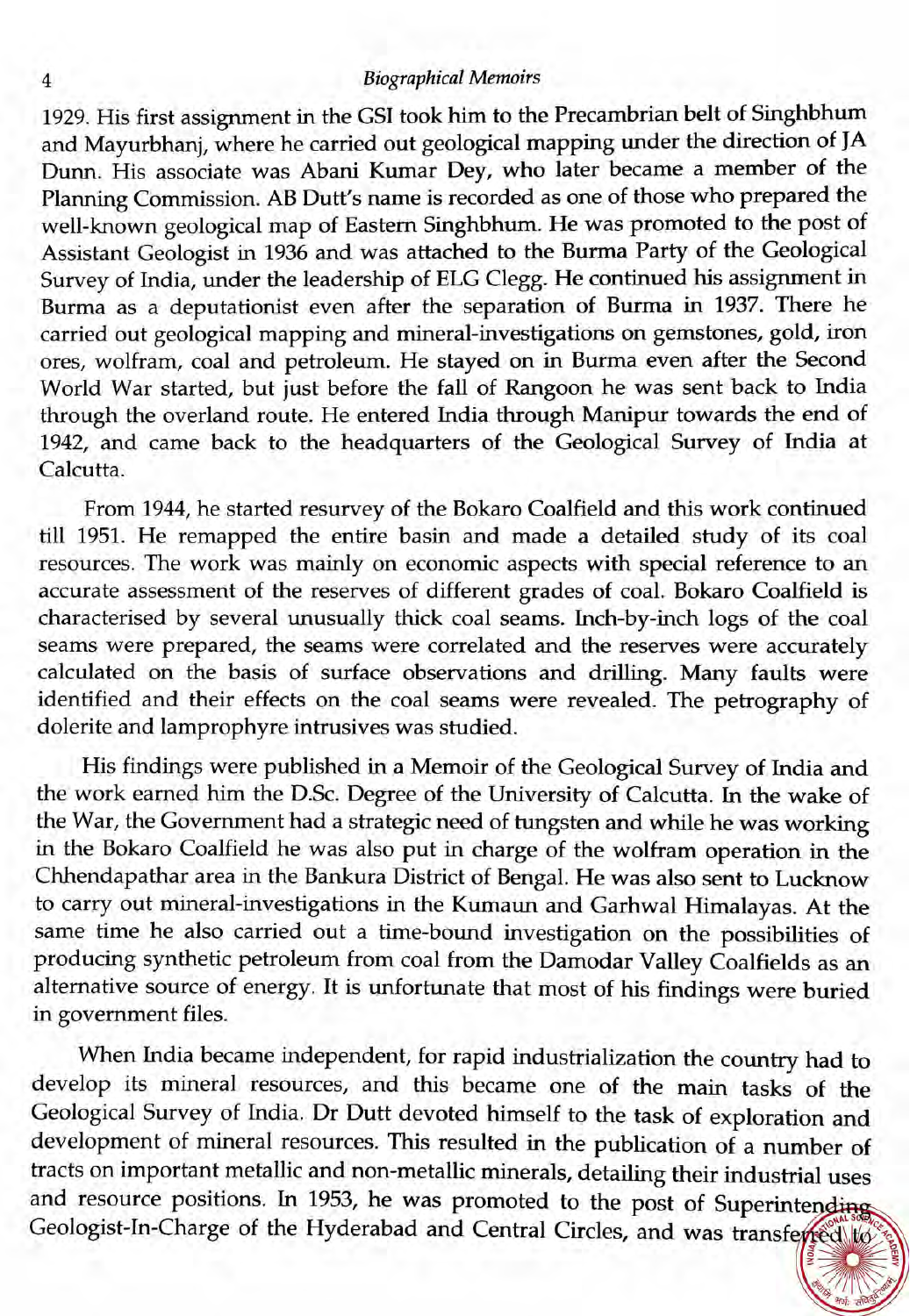1929. His first assignment in the GSI took him to the Precambrian belt of Singhbhum and Mayurbhanj, where he carried out geological mapping under the direction of JA Dunn. His associate was Abani Kumar Dey, who later became a member of the Planning Commission. AB Dutt's name is recorded as one of those who prepared the well-known geological map of Eastern Singhbhum. He was promoted to the post of Assistant Geologist in 1936 and was attached to the Burma Party of the Geological Survey of India, under the leadership of ELG Clegg. He continued his assignment in Burma as a deputationist even after the separation of Burma in 1937. There he carried out geological mapping and mineral-investigations on gemstones, gold, iron ores, wolfram, coal and petroleum. He stayed on in Burma even after the Second World War started, but just before the fall of Rangoon he was sent back to India through the overland route. He entered India through Manipur towards the end of 1942, and came back to the headquarters of the Geological Survey of India at Calcutta.

From 1944, he started resurvey of the Bokaro Coalfield and this work continued till 1951. He remapped the entire basin and made a detailed study of its coal resources. The work was mainly on economic aspects with special reference to an accurate assessment of the reserves of different grades of coal. Bokaro Coalfield is characterised by several unusually thick coal seams. Inch-by-inch logs of the coal seams were prepared, the seams were correlated and the reserves were accurately calculated on the basis of surface observations and drilling. Many faults were identified and their effects on the coal seams were revealed. The petrography of dolerite and lamprophyre intrusives was studied.

His findings were published in a Memoir of the Geological Survey of India and the work earned him the D.Sc. Degree of the University of Calcutta. In the wake of the War, the Government had a strategic need of tungsten and while he was working in the Bokaro Coalfield he was also put in charge of the wolfram operation in the Chhendapathar area in the Bankura District of Bengal. He was also sent to Lucknow to carry out mineral-investigations in the Kumaun and Garhwal Himalayas. At the same time he also carried out a time-bound investigation on the possibilities of producing synthetic petroleum from coal from the Damodar Valley Coalfields as an alternative source of energy. It is unfortunate that most of his findings were buried in government files.

When India became independent, for rapid industrialization the country had to develop its mineral resources, and this became one of the main tasks of the Geological Survey of India. Dr Dutt devoted himself to the task of exploration and development of mineral resources. This resulted in the publication of a number of tracts on important metallic and non-metallic minerals, detailing their industrial uses and resource positions. In 1953, he was promoted to the post of Superintending Geologist-In-Charge of the Hyderabad and Central Circles, and was transferred to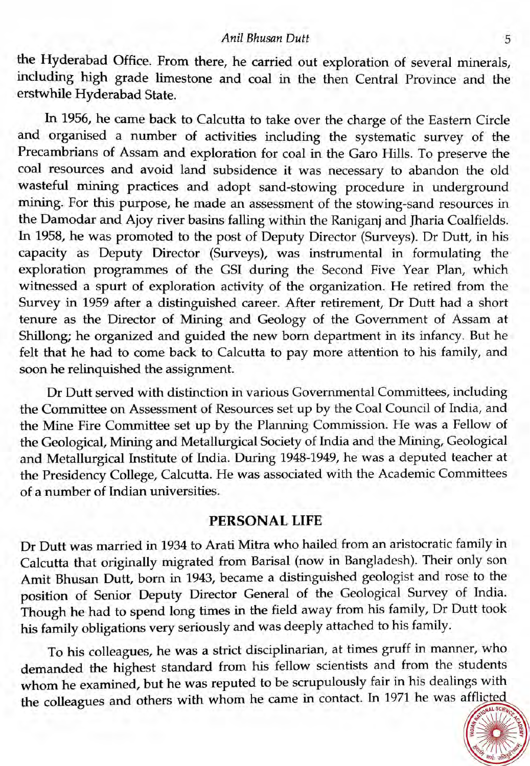the Hyderabad Office. From there, he carried out exploration of several minerals, including high grade limestone and coal in the then Central Province and the erstwhile Hyderabad State.

In 1956, he came back to Calcutta to take over the charge of the Eastern Circle and organised a number of activities including the systematic survey of the Precambrians of Assam and exploration for coal in the Garo Hills. To preserve the coal resources and avoid land subsidence it was necessary to abandon the old wasteful mining practices and adopt sand-stowing procedure in underground mining. For this purpose, he made an assessment of the stowing-sand resources in the Damodar and Ajoy river basins falling within the Raniganj and Jharia Coalfields. In 1958, he was promoted to the post of Deputy Director (Surveys). Dr Dutt, in his capacity as Deputy Director (Surveys), was instrumental in formulating the exploration programmes of the GSI during the Second Five Year Plan, which witnessed a spurt of exploration activity of the organization. He retired from the Survey in 1959 after a distinguished career. After retirement, Dr Dutt had a short tenure as the Director of Mining and Geology of the Government of Assam at Shillong; he organized and guided the new born department in its infancy. But he felt that he had to come back to Calcutta to pay more attention to his family, and soon he relinquished the assignment.

Dr Dutt served with distinction in various Governmental Committees, including the Committee on Assessment of Resources set up by the Coal Council of India, and the Mine Fire Committee set up by the Planning Commission. He was a Fellow of the Geological, Mining and Metallurgical Society of India and the Mining, Geological and Metallurgical Institute of India. During 1948-1949, he was a deputed teacher at the Presidency College, Calcutta. He was associated with the Academic Committees of a number of Indian universities.

## PERSONAL LIFE

Dr Dutt was married in 1934 to Arati Mitra who hailed from an aristocratic family in Calcutta that originally migrated from Barisal (now in Bangladesh). Their only son Amit Bhusan Dutt, born in 1943, became a distinguished geologist and rose to the position of Senior Deputy Director General of the Geological Survey of India. Though he had to spend long times in the field away from his family, Dr Dutt took his family obligations very seriously and was deeply attached to his family.

To his colleagues, he was a strict disciplinarian, at times gruff in manner, who demanded the highest standard from his fellow scientists and from the students whom he examined, but he was reputed to be scrupulously fair in his dealings with the colleagues and others with whom he came in contact. In 1971 he was afflicted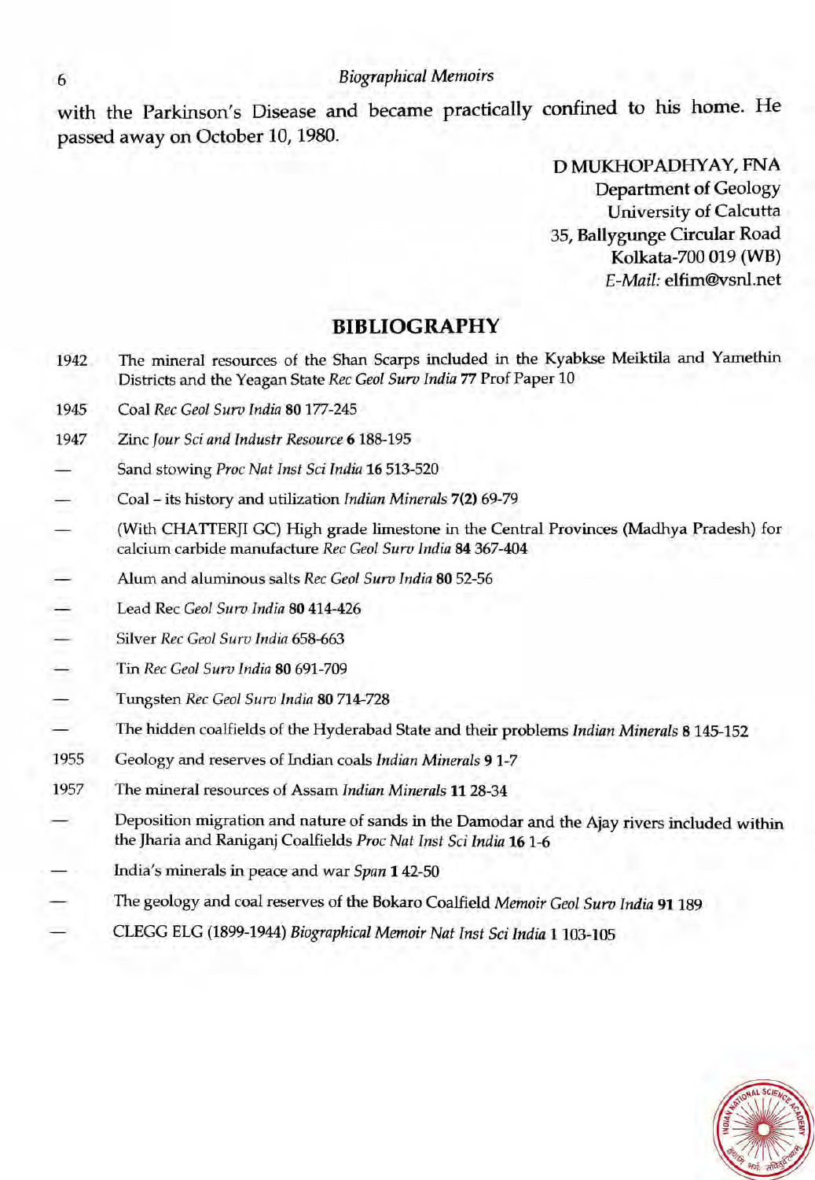with the Parkinson's Disease and became practically confined to his home. He passed away on October 10, 1980.

D MUKHOPADHYAY, FNA
Department of Geology
University of Calcutta
35, Ballygunge Circular Road
Kolkata-700 019 (WB)
*E-Mail:* elfim@vsnl.net

## BIBLIOGRAPHY

1942 The mineral resources of the Shan Scarps included in the Kyabkse Meiktila and Yamethin Districts and the Yeagan State *Rec Geol Surv India* **77** Prof Paper 10

1945 Coal *Rec Geol Surv India* **80** 177-245

1947 Zinc *Jour Sci and Industr Resource* **6** 188-195

— Sand stowing *Proc Nat Inst Sci India* **16** 513-520

— Coal – its history and utilization *Indian Minerals* **7(2)** 69-79

— (With CHATTERJI GC) High grade limestone in the Central Provinces (Madhya Pradesh) for calcium carbide manufacture *Rec Geol Surv India* **84** 367-404

— Alum and aluminous salts *Rec Geol Surv India* **80** 52-56

— Lead Rec *Geol Surv India* **80** 414-426

— Silver *Rec Geol Surv India* 658-663

— Tin *Rec Geol Surv India* **80** 691-709

— Tungsten *Rec Geol Surv India* **80** 714-728

— The hidden coalfields of the Hyderabad State and their problems *Indian Minerals* **8** 145-152

1955 Geology and reserves of Indian coals *Indian Minerals* **9** 1-7

1957 The mineral resources of Assam *Indian Minerals* **11** 28-34

— Deposition migration and nature of sands in the Damodar and the Ajay rivers included within the Jharia and Raniganj Coalfields *Proc Nat Inst Sci India* **16** 1-6

— India's minerals in peace and war *Span* **1** 42-50

— The geology and coal reserves of the Bokaro Coalfield *Memoir Geol Surv India* **91** 189

— CLEGG ELG (1899-1944) *Biographical Memoir Nat Inst Sci India* **1** 103-105